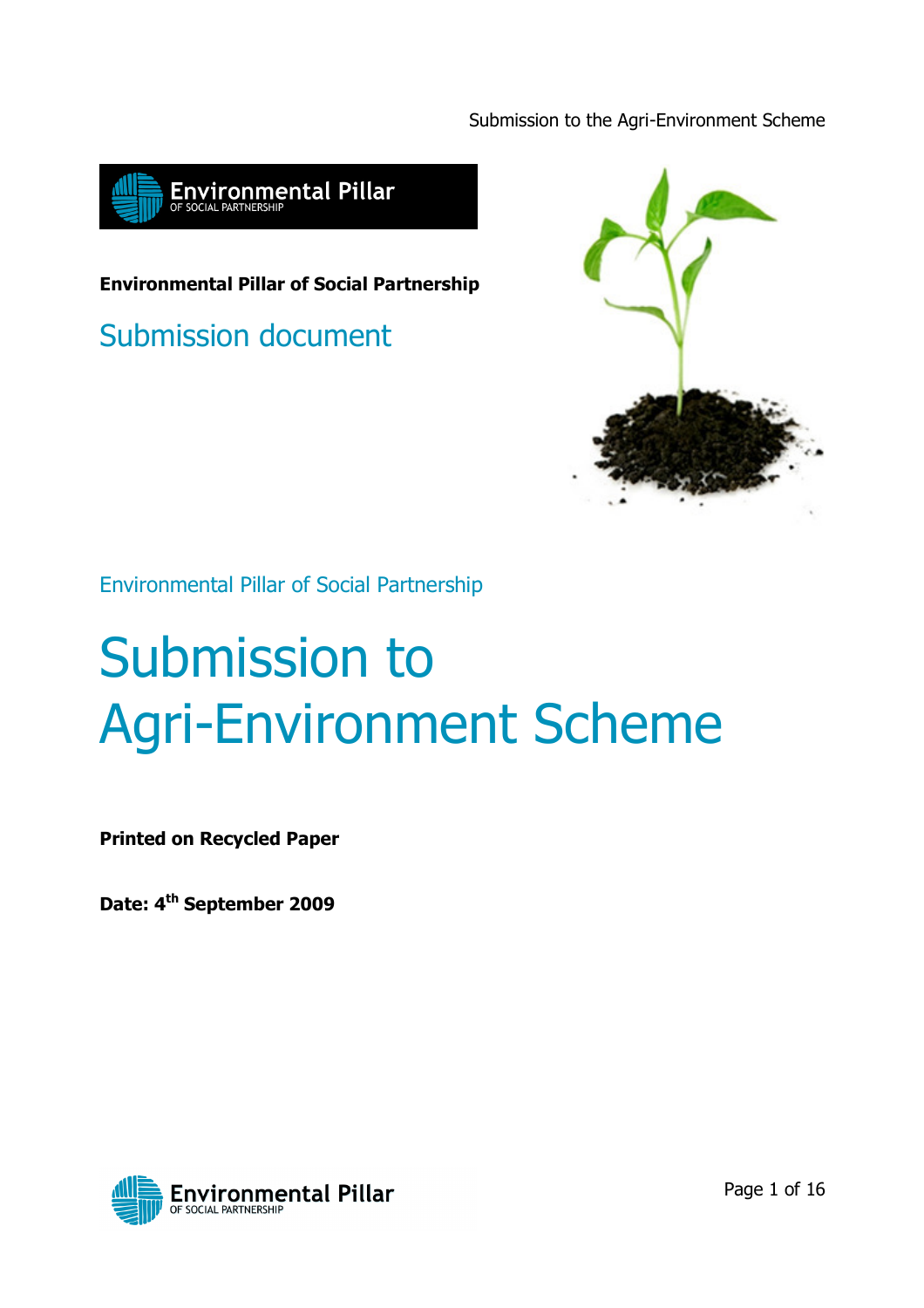**Environmental Pillar of Social Partnership**

Submission document

Environmental Pillar of Social Partnership

# Submission to Agri-Environment Scheme

**Printed on Recycled Paper**

**Date: 4th September 2009**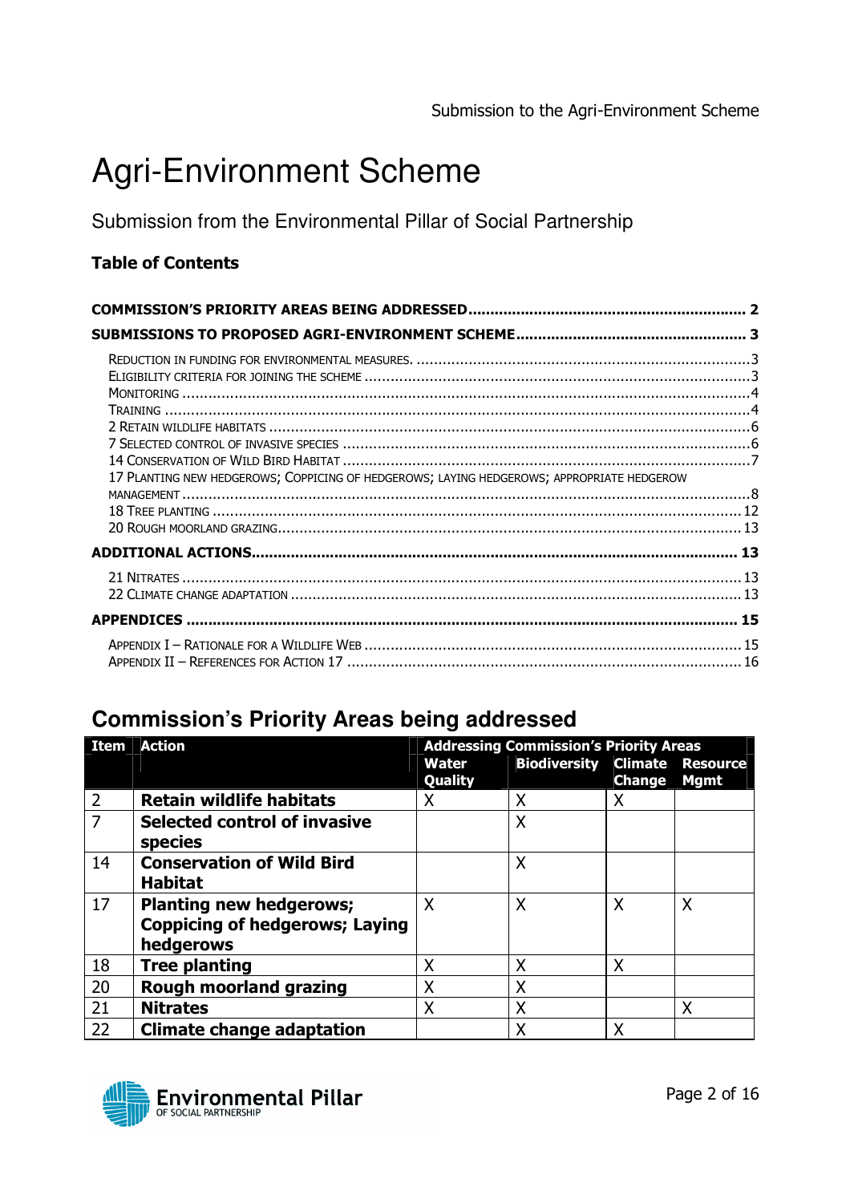# Agri-Environment Scheme

Submission from the Environmental Pillar of Social Partnership

**Table of Contents**

**COMMISSION'S PRIORITY AREAS BEING ADDRESSED** .......... 2

**SUBMISSIONS TO PROPOSED AGRI-ENVIRONMENT SCHEME** .......... 3

- REDUCTION IN FUNDING FOR ENVIRONMENTAL MEASURES. .......... 3
- ELIGIBILITY CRITERIA FOR JOINING THE SCHEME .......... 3
- MONITORING .......... 4
- TRAINING .......... 4
- 2 RETAIN WILDLIFE HABITATS .......... 6
- 7 SELECTED CONTROL OF INVASIVE SPECIES .......... 6
- 14 CONSERVATION OF WILD BIRD HABITAT .......... 7
- 17 PLANTING NEW HEDGEROWS; COPPICING OF HEDGEROWS; LAYING HEDGEROWS; APPROPRIATE HEDGEROW MANAGEMENT .......... 8
- 18 TREE PLANTING .......... 12
- 20 ROUGH MOORLAND GRAZING .......... 13

**ADDITIONAL ACTIONS** .......... 13

- 21 NITRATES .......... 13
- 22 CLIMATE CHANGE ADAPTATION .......... 13

**APPENDICES** .......... 15

- APPENDIX I – RATIONALE FOR A WILDLIFE WEB .......... 15
- APPENDIX II – REFERENCES FOR ACTION 17 .......... 16

## Commission's Priority Areas being addressed

| Item | Action | Addressing Commission's Priority Areas | | | |
|---|---|---|---|---|---|
| | | Water Quality | Biodiversity | Climate Change | Resource Mgmt |
| 2 | **Retain wildlife habitats** | X | X | X | |
| 7 | **Selected control of invasive species** | | X | | |
| 14 | **Conservation of Wild Bird Habitat** | | X | | |
| 17 | **Planting new hedgerows; Coppicing of hedgerows; Laying hedgerows** | X | X | X | X |
| 18 | **Tree planting** | X | X | X | |
| 20 | **Rough moorland grazing** | X | X | | |
| 21 | **Nitrates** | X | X | | X |
| 22 | **Climate change adaptation** | | X | X | |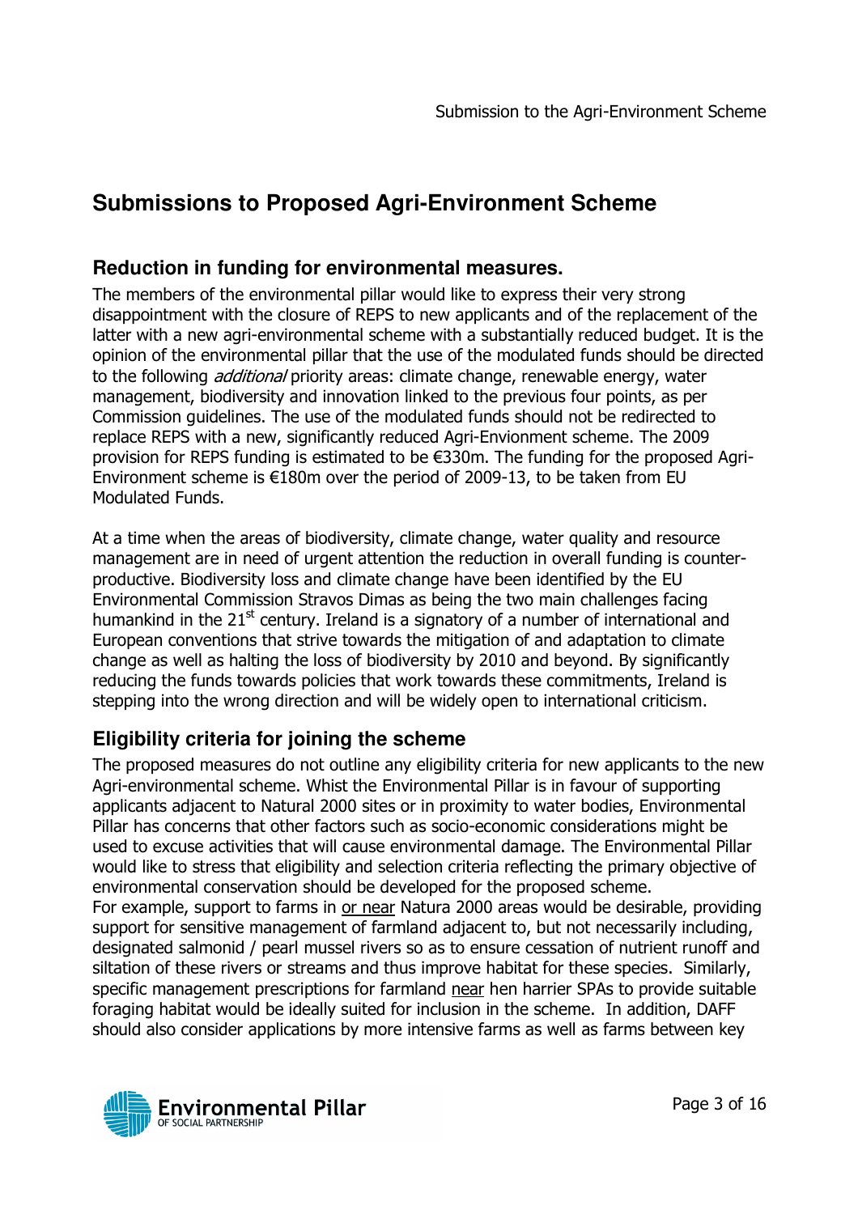# Submissions to Proposed Agri-Environment Scheme

## Reduction in funding for environmental measures.

The members of the environmental pillar would like to express their very strong disappointment with the closure of REPS to new applicants and of the replacement of the latter with a new agri-environmental scheme with a substantially reduced budget. It is the opinion of the environmental pillar that the use of the modulated funds should be directed to the following *additional* priority areas: climate change, renewable energy, water management, biodiversity and innovation linked to the previous four points, as per Commission guidelines. The use of the modulated funds should not be redirected to replace REPS with a new, significantly reduced Agri-Envionment scheme. The 2009 provision for REPS funding is estimated to be €330m. The funding for the proposed Agri-Environment scheme is €180m over the period of 2009-13, to be taken from EU Modulated Funds.

At a time when the areas of biodiversity, climate change, water quality and resource management are in need of urgent attention the reduction in overall funding is counter-productive. Biodiversity loss and climate change have been identified by the EU Environmental Commission Stravos Dimas as being the two main challenges facing humankind in the 21st century. Ireland is a signatory of a number of international and European conventions that strive towards the mitigation of and adaptation to climate change as well as halting the loss of biodiversity by 2010 and beyond. By significantly reducing the funds towards policies that work towards these commitments, Ireland is stepping into the wrong direction and will be widely open to international criticism.

## Eligibility criteria for joining the scheme

The proposed measures do not outline any eligibility criteria for new applicants to the new Agri-environmental scheme. Whist the Environmental Pillar is in favour of supporting applicants adjacent to Natural 2000 sites or in proximity to water bodies, Environmental Pillar has concerns that other factors such as socio-economic considerations might be used to excuse activities that will cause environmental damage. The Environmental Pillar would like to stress that eligibility and selection criteria reflecting the primary objective of environmental conservation should be developed for the proposed scheme.

For example, support to farms in <u>or near</u> Natura 2000 areas would be desirable, providing support for sensitive management of farmland adjacent to, but not necessarily including, designated salmonid / pearl mussel rivers so as to ensure cessation of nutrient runoff and siltation of these rivers or streams and thus improve habitat for these species. Similarly, specific management prescriptions for farmland <u>near</u> hen harrier SPAs to provide suitable foraging habitat would be ideally suited for inclusion in the scheme. In addition, DAFF should also consider applications by more intensive farms as well as farms between key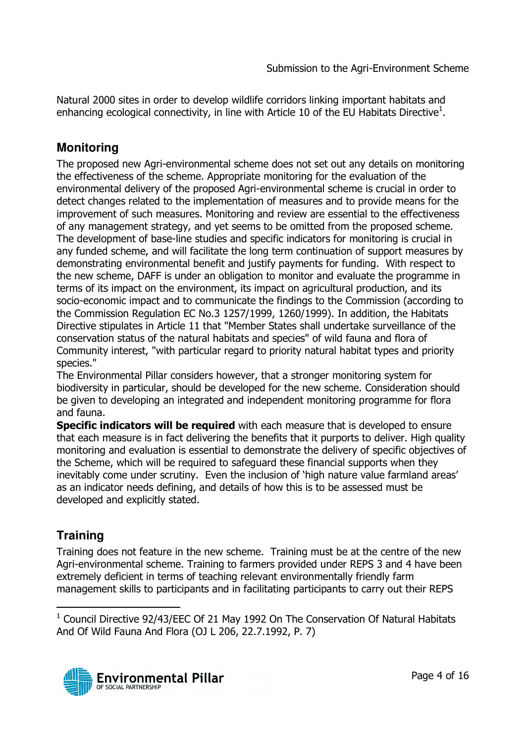Natural 2000 sites in order to develop wildlife corridors linking important habitats and enhancing ecological connectivity, in line with Article 10 of the EU Habitats Directive[1].

## Monitoring

The proposed new Agri-environmental scheme does not set out any details on monitoring the effectiveness of the scheme. Appropriate monitoring for the evaluation of the environmental delivery of the proposed Agri-environmental scheme is crucial in order to detect changes related to the implementation of measures and to provide means for the improvement of such measures. Monitoring and review are essential to the effectiveness of any management strategy, and yet seems to be omitted from the proposed scheme. The development of base-line studies and specific indicators for monitoring is crucial in any funded scheme, and will facilitate the long term continuation of support measures by demonstrating environmental benefit and justify payments for funding. With respect to the new scheme, DAFF is under an obligation to monitor and evaluate the programme in terms of its impact on the environment, its impact on agricultural production, and its socio-economic impact and to communicate the findings to the Commission (according to the Commission Regulation EC No.3 1257/1999, 1260/1999). In addition, the Habitats Directive stipulates in Article 11 that "Member States shall undertake surveillance of the conservation status of the natural habitats and species" of wild fauna and flora of Community interest, "with particular regard to priority natural habitat types and priority species."

The Environmental Pillar considers however, that a stronger monitoring system for biodiversity in particular, should be developed for the new scheme. Consideration should be given to developing an integrated and independent monitoring programme for flora and fauna.

**Specific indicators will be required** with each measure that is developed to ensure that each measure is in fact delivering the benefits that it purports to deliver. High quality monitoring and evaluation is essential to demonstrate the delivery of specific objectives of the Scheme, which will be required to safeguard these financial supports when they inevitably come under scrutiny. Even the inclusion of 'high nature value farmland areas' as an indicator needs defining, and details of how this is to be assessed must be developed and explicitly stated.

## Training

Training does not feature in the new scheme. Training must be at the centre of the new Agri-environmental scheme. Training to farmers provided under REPS 3 and 4 have been extremely deficient in terms of teaching relevant environmentally friendly farm management skills to participants and in facilitating participants to carry out their REPS

---

[1] Council Directive 92/43/EEC Of 21 May 1992 On The Conservation Of Natural Habitats And Of Wild Fauna And Flora (OJ L 206, 22.7.1992, P. 7)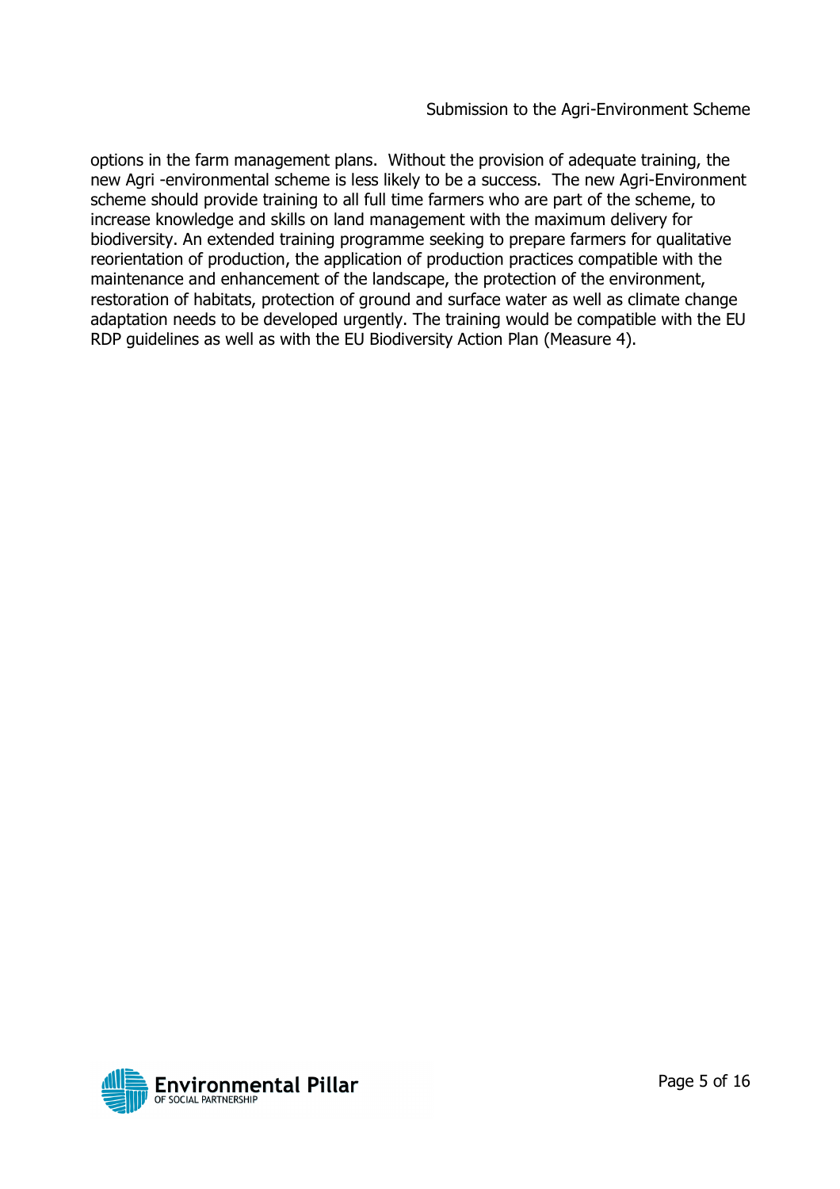options in the farm management plans. Without the provision of adequate training, the new Agri -environmental scheme is less likely to be a success. The new Agri-Environment scheme should provide training to all full time farmers who are part of the scheme, to increase knowledge and skills on land management with the maximum delivery for biodiversity. An extended training programme seeking to prepare farmers for qualitative reorientation of production, the application of production practices compatible with the maintenance and enhancement of the landscape, the protection of the environment, restoration of habitats, protection of ground and surface water as well as climate change adaptation needs to be developed urgently. The training would be compatible with the EU RDP guidelines as well as with the EU Biodiversity Action Plan (Measure 4).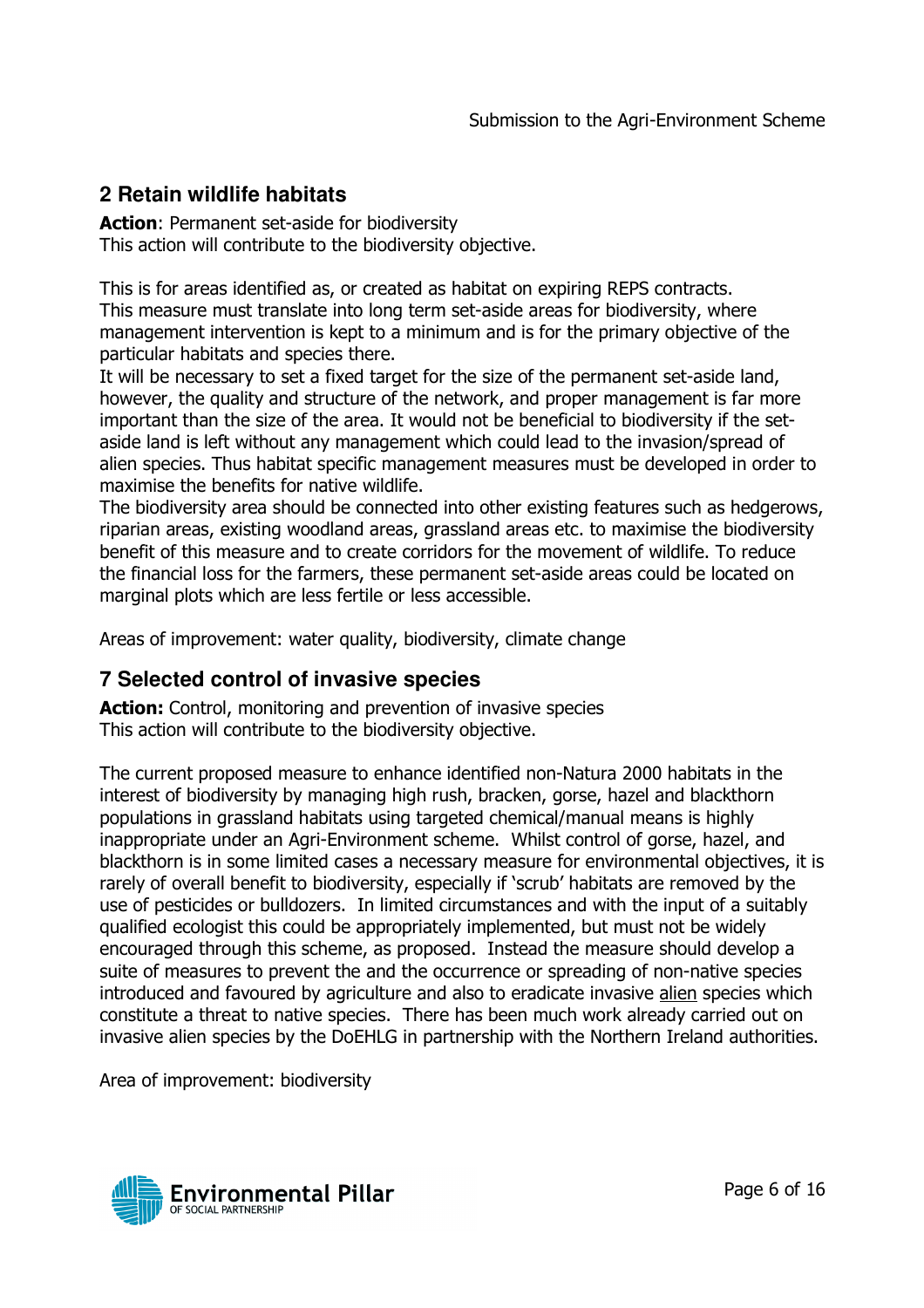## 2 Retain wildlife habitats

**Action**: Permanent set-aside for biodiversity
This action will contribute to the biodiversity objective.

This is for areas identified as, or created as habitat on expiring REPS contracts. This measure must translate into long term set-aside areas for biodiversity, where management intervention is kept to a minimum and is for the primary objective of the particular habitats and species there.
It will be necessary to set a fixed target for the size of the permanent set-aside land, however, the quality and structure of the network, and proper management is far more important than the size of the area. It would not be beneficial to biodiversity if the set-aside land is left without any management which could lead to the invasion/spread of alien species. Thus habitat specific management measures must be developed in order to maximise the benefits for native wildlife.
The biodiversity area should be connected into other existing features such as hedgerows, riparian areas, existing woodland areas, grassland areas etc. to maximise the biodiversity benefit of this measure and to create corridors for the movement of wildlife. To reduce the financial loss for the farmers, these permanent set-aside areas could be located on marginal plots which are less fertile or less accessible.

Areas of improvement: water quality, biodiversity, climate change

## 7 Selected control of invasive species

**Action:** Control, monitoring and prevention of invasive species
This action will contribute to the biodiversity objective.

The current proposed measure to enhance identified non-Natura 2000 habitats in the interest of biodiversity by managing high rush, bracken, gorse, hazel and blackthorn populations in grassland habitats using targeted chemical/manual means is highly inappropriate under an Agri-Environment scheme. Whilst control of gorse, hazel, and blackthorn is in some limited cases a necessary measure for environmental objectives, it is rarely of overall benefit to biodiversity, especially if 'scrub' habitats are removed by the use of pesticides or bulldozers. In limited circumstances and with the input of a suitably qualified ecologist this could be appropriately implemented, but must not be widely encouraged through this scheme, as proposed. Instead the measure should develop a suite of measures to prevent the and the occurrence or spreading of non-native species introduced and favoured by agriculture and also to eradicate invasive alien species which constitute a threat to native species. There has been much work already carried out on invasive alien species by the DoEHLG in partnership with the Northern Ireland authorities.

Area of improvement: biodiversity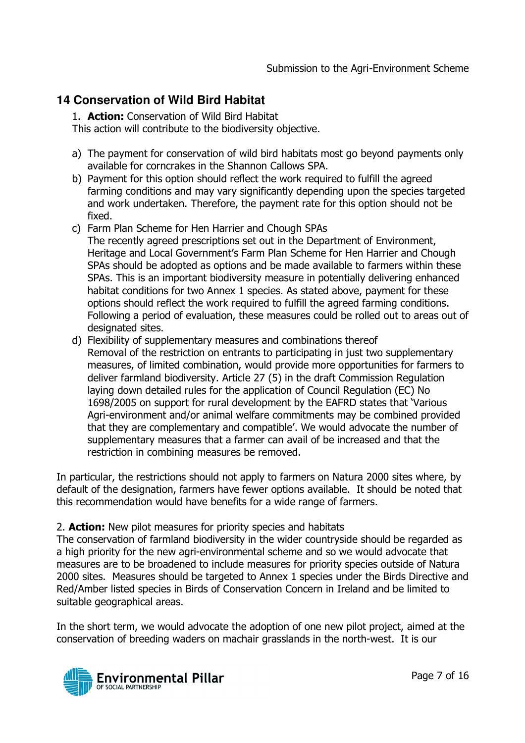## 14 Conservation of Wild Bird Habitat

1. **Action:** Conservation of Wild Bird Habitat

This action will contribute to the biodiversity objective.

a) The payment for conservation of wild bird habitats most go beyond payments only available for corncrakes in the Shannon Callows SPA.

b) Payment for this option should reflect the work required to fulfill the agreed farming conditions and may vary significantly depending upon the species targeted and work undertaken. Therefore, the payment rate for this option should not be fixed.

c) Farm Plan Scheme for Hen Harrier and Chough SPAs
The recently agreed prescriptions set out in the Department of Environment, Heritage and Local Government's Farm Plan Scheme for Hen Harrier and Chough SPAs should be adopted as options and be made available to farmers within these SPAs. This is an important biodiversity measure in potentially delivering enhanced habitat conditions for two Annex 1 species. As stated above, payment for these options should reflect the work required to fulfill the agreed farming conditions. Following a period of evaluation, these measures could be rolled out to areas out of designated sites.

d) Flexibility of supplementary measures and combinations thereof
Removal of the restriction on entrants to participating in just two supplementary measures, of limited combination, would provide more opportunities for farmers to deliver farmland biodiversity. Article 27 (5) in the draft Commission Regulation laying down detailed rules for the application of Council Regulation (EC) No 1698/2005 on support for rural development by the EAFRD states that 'Various Agri-environment and/or animal welfare commitments may be combined provided that they are complementary and compatible'. We would advocate the number of supplementary measures that a farmer can avail of be increased and that the restriction in combining measures be removed.

In particular, the restrictions should not apply to farmers on Natura 2000 sites where, by default of the designation, farmers have fewer options available. It should be noted that this recommendation would have benefits for a wide range of farmers.

2. **Action:** New pilot measures for priority species and habitats

The conservation of farmland biodiversity in the wider countryside should be regarded as a high priority for the new agri-environmental scheme and so we would advocate that measures are to be broadened to include measures for priority species outside of Natura 2000 sites. Measures should be targeted to Annex 1 species under the Birds Directive and Red/Amber listed species in Birds of Conservation Concern in Ireland and be limited to suitable geographical areas.

In the short term, we would advocate the adoption of one new pilot project, aimed at the conservation of breeding waders on machair grasslands in the north-west. It is our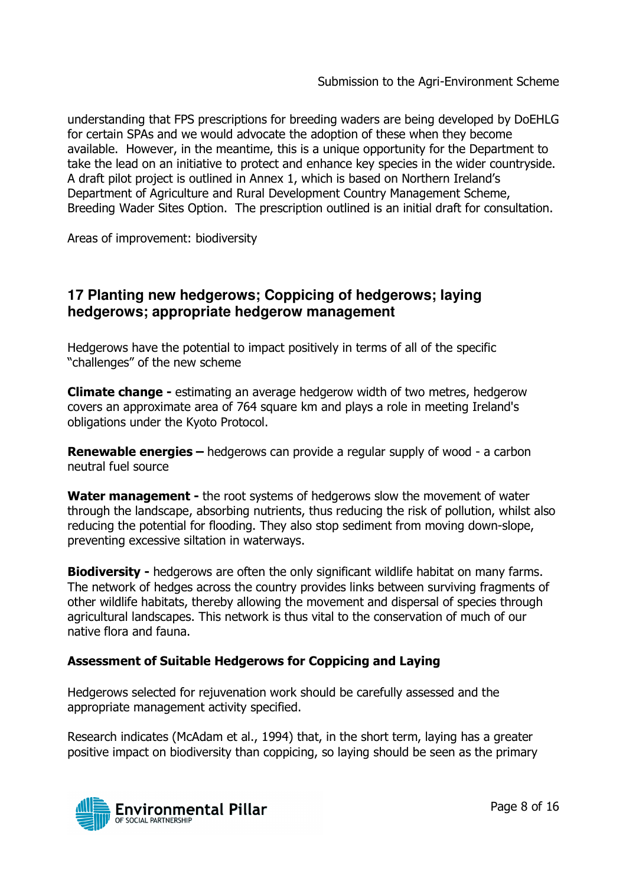understanding that FPS prescriptions for breeding waders are being developed by DoEHLG for certain SPAs and we would advocate the adoption of these when they become available. However, in the meantime, this is a unique opportunity for the Department to take the lead on an initiative to protect and enhance key species in the wider countryside. A draft pilot project is outlined in Annex 1, which is based on Northern Ireland's Department of Agriculture and Rural Development Country Management Scheme, Breeding Wader Sites Option. The prescription outlined is an initial draft for consultation.

Areas of improvement: biodiversity

## 17 Planting new hedgerows; Coppicing of hedgerows; laying hedgerows; appropriate hedgerow management

Hedgerows have the potential to impact positively in terms of all of the specific "challenges" of the new scheme

**Climate change -** estimating an average hedgerow width of two metres, hedgerow covers an approximate area of 764 square km and plays a role in meeting Ireland's obligations under the Kyoto Protocol.

**Renewable energies –** hedgerows can provide a regular supply of wood - a carbon neutral fuel source

**Water management -** the root systems of hedgerows slow the movement of water through the landscape, absorbing nutrients, thus reducing the risk of pollution, whilst also reducing the potential for flooding. They also stop sediment from moving down-slope, preventing excessive siltation in waterways.

**Biodiversity -** hedgerows are often the only significant wildlife habitat on many farms. The network of hedges across the country provides links between surviving fragments of other wildlife habitats, thereby allowing the movement and dispersal of species through agricultural landscapes. This network is thus vital to the conservation of much of our native flora and fauna.

### Assessment of Suitable Hedgerows for Coppicing and Laying

Hedgerows selected for rejuvenation work should be carefully assessed and the appropriate management activity specified.

Research indicates (McAdam et al., 1994) that, in the short term, laying has a greater positive impact on biodiversity than coppicing, so laying should be seen as the primary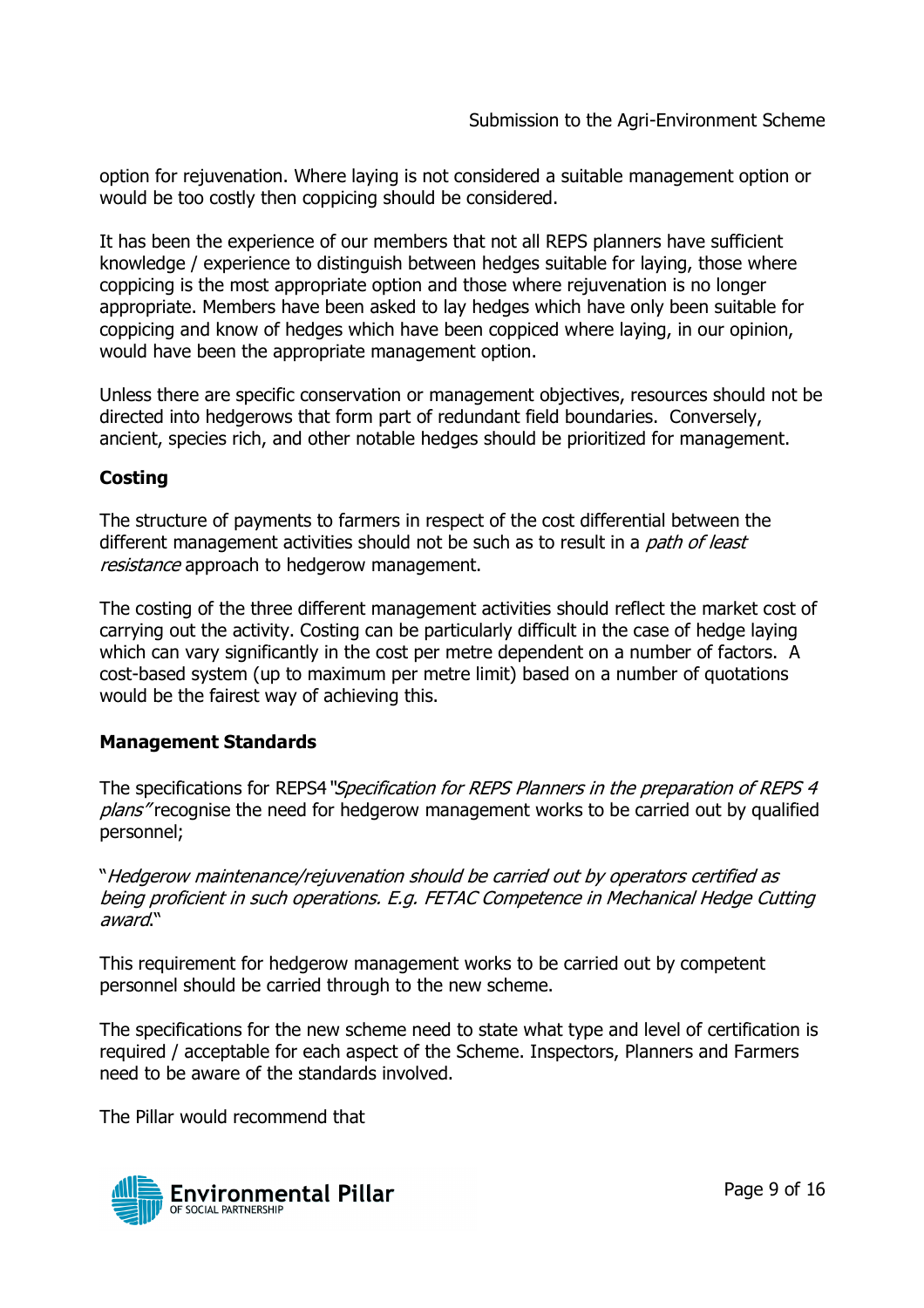option for rejuvenation. Where laying is not considered a suitable management option or would be too costly then coppicing should be considered.

It has been the experience of our members that not all REPS planners have sufficient knowledge / experience to distinguish between hedges suitable for laying, those where coppicing is the most appropriate option and those where rejuvenation is no longer appropriate. Members have been asked to lay hedges which have only been suitable for coppicing and know of hedges which have been coppiced where laying, in our opinion, would have been the appropriate management option.

Unless there are specific conservation or management objectives, resources should not be directed into hedgerows that form part of redundant field boundaries. Conversely, ancient, species rich, and other notable hedges should be prioritized for management.

**Costing**

The structure of payments to farmers in respect of the cost differential between the different management activities should not be such as to result in a *path of least resistance* approach to hedgerow management.

The costing of the three different management activities should reflect the market cost of carrying out the activity. Costing can be particularly difficult in the case of hedge laying which can vary significantly in the cost per metre dependent on a number of factors. A cost-based system (up to maximum per metre limit) based on a number of quotations would be the fairest way of achieving this.

**Management Standards**

The specifications for REPS4 *"Specification for REPS Planners in the preparation of REPS 4 plans"* recognise the need for hedgerow management works to be carried out by qualified personnel;

"*Hedgerow maintenance/rejuvenation should be carried out by operators certified as being proficient in such operations. E.g. FETAC Competence in Mechanical Hedge Cutting award.*"

This requirement for hedgerow management works to be carried out by competent personnel should be carried through to the new scheme.

The specifications for the new scheme need to state what type and level of certification is required / acceptable for each aspect of the Scheme. Inspectors, Planners and Farmers need to be aware of the standards involved.

The Pillar would recommend that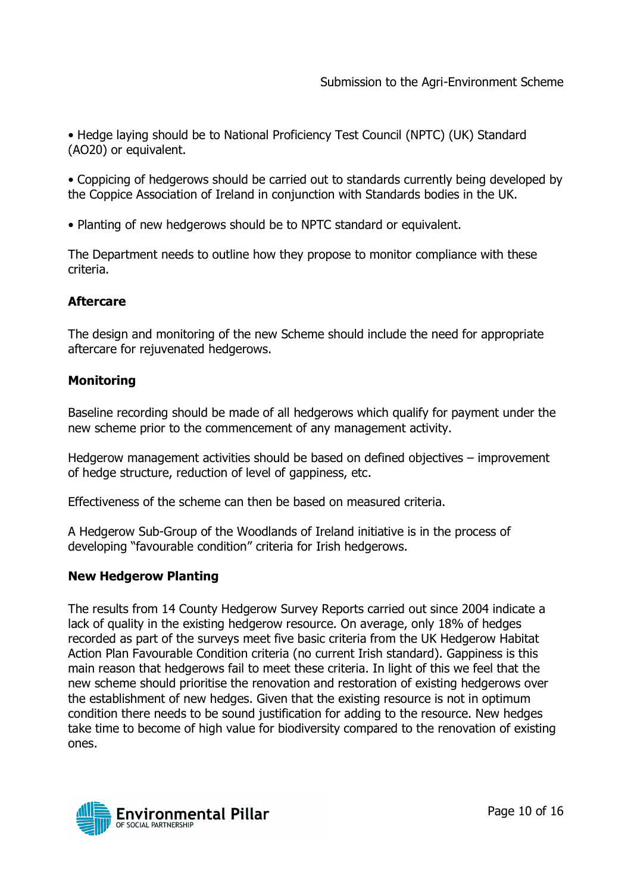- Hedge laying should be to National Proficiency Test Council (NPTC) (UK) Standard (AO20) or equivalent.

- Coppicing of hedgerows should be carried out to standards currently being developed by the Coppice Association of Ireland in conjunction with Standards bodies in the UK.

- Planting of new hedgerows should be to NPTC standard or equivalent.

The Department needs to outline how they propose to monitor compliance with these criteria.

**Aftercare**

The design and monitoring of the new Scheme should include the need for appropriate aftercare for rejuvenated hedgerows.

**Monitoring**

Baseline recording should be made of all hedgerows which qualify for payment under the new scheme prior to the commencement of any management activity.

Hedgerow management activities should be based on defined objectives – improvement of hedge structure, reduction of level of gappiness, etc.

Effectiveness of the scheme can then be based on measured criteria.

A Hedgerow Sub-Group of the Woodlands of Ireland initiative is in the process of developing "favourable condition" criteria for Irish hedgerows.

**New Hedgerow Planting**

The results from 14 County Hedgerow Survey Reports carried out since 2004 indicate a lack of quality in the existing hedgerow resource. On average, only 18% of hedges recorded as part of the surveys meet five basic criteria from the UK Hedgerow Habitat Action Plan Favourable Condition criteria (no current Irish standard). Gappiness is this main reason that hedgerows fail to meet these criteria. In light of this we feel that the new scheme should prioritise the renovation and restoration of existing hedgerows over the establishment of new hedges. Given that the existing resource is not in optimum condition there needs to be sound justification for adding to the resource. New hedges take time to become of high value for biodiversity compared to the renovation of existing ones.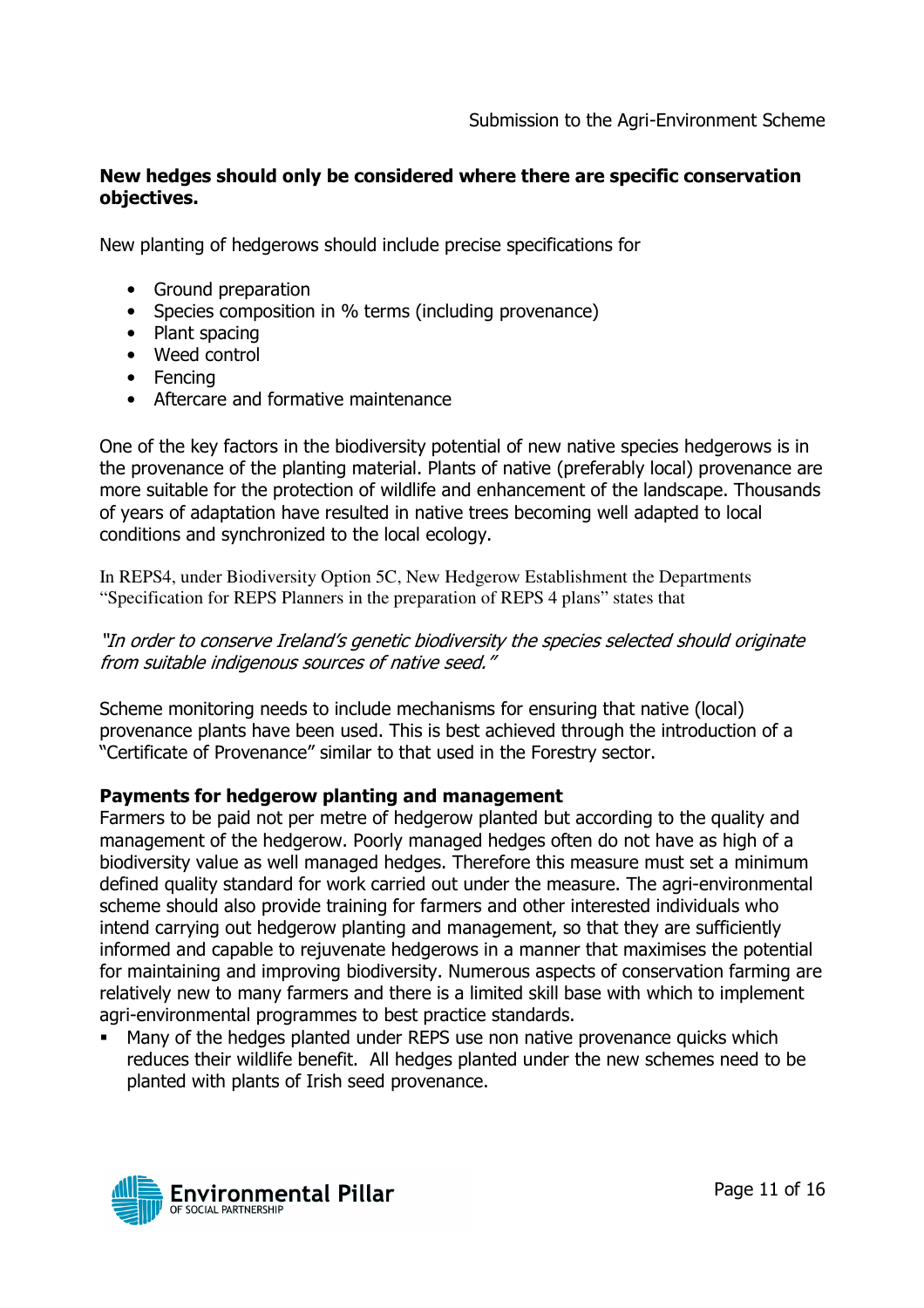**New hedges should only be considered where there are specific conservation objectives.**

New planting of hedgerows should include precise specifications for

- Ground preparation
- Species composition in % terms (including provenance)
- Plant spacing
- Weed control
- Fencing
- Aftercare and formative maintenance

One of the key factors in the biodiversity potential of new native species hedgerows is in the provenance of the planting material. Plants of native (preferably local) provenance are more suitable for the protection of wildlife and enhancement of the landscape. Thousands of years of adaptation have resulted in native trees becoming well adapted to local conditions and synchronized to the local ecology.

In REPS4, under Biodiversity Option 5C, New Hedgerow Establishment the Departments "Specification for REPS Planners in the preparation of REPS 4 plans" states that

*"In order to conserve Ireland's genetic biodiversity the species selected should originate from suitable indigenous sources of native seed."*

Scheme monitoring needs to include mechanisms for ensuring that native (local) provenance plants have been used. This is best achieved through the introduction of a "Certificate of Provenance" similar to that used in the Forestry sector.

**Payments for hedgerow planting and management**

Farmers to be paid not per metre of hedgerow planted but according to the quality and management of the hedgerow. Poorly managed hedges often do not have as high of a biodiversity value as well managed hedges. Therefore this measure must set a minimum defined quality standard for work carried out under the measure. The agri-environmental scheme should also provide training for farmers and other interested individuals who intend carrying out hedgerow planting and management, so that they are sufficiently informed and capable to rejuvenate hedgerows in a manner that maximises the potential for maintaining and improving biodiversity. Numerous aspects of conservation farming are relatively new to many farmers and there is a limited skill base with which to implement agri-environmental programmes to best practice standards.

- Many of the hedges planted under REPS use non native provenance quicks which reduces their wildlife benefit. All hedges planted under the new schemes need to be planted with plants of Irish seed provenance.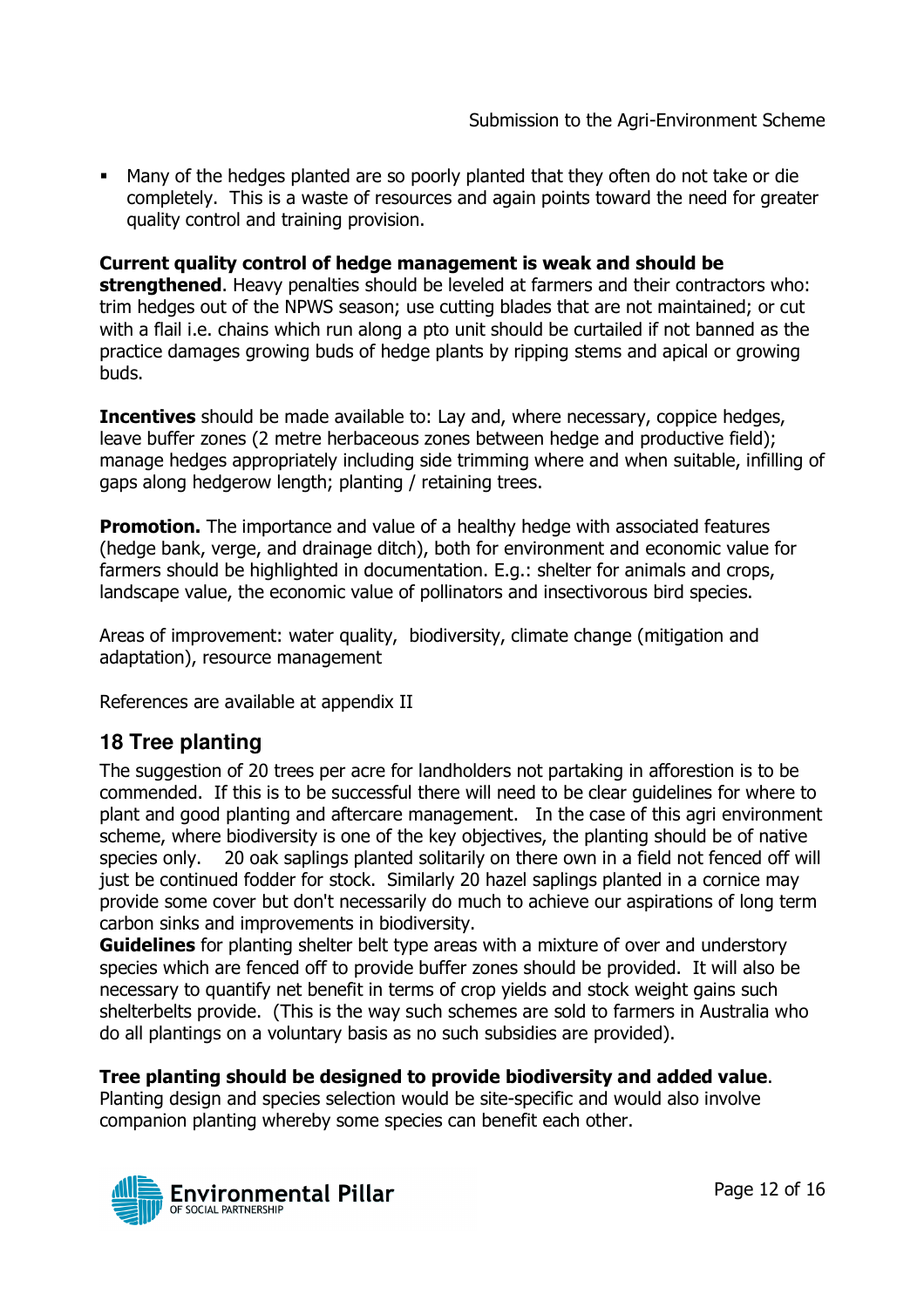- Many of the hedges planted are so poorly planted that they often do not take or die completely. This is a waste of resources and again points toward the need for greater quality control and training provision.

**Current quality control of hedge management is weak and should be strengthened**. Heavy penalties should be leveled at farmers and their contractors who: trim hedges out of the NPWS season; use cutting blades that are not maintained; or cut with a flail i.e. chains which run along a pto unit should be curtailed if not banned as the practice damages growing buds of hedge plants by ripping stems and apical or growing buds.

**Incentives** should be made available to: Lay and, where necessary, coppice hedges, leave buffer zones (2 metre herbaceous zones between hedge and productive field); manage hedges appropriately including side trimming where and when suitable, infilling of gaps along hedgerow length; planting / retaining trees.

**Promotion.** The importance and value of a healthy hedge with associated features (hedge bank, verge, and drainage ditch), both for environment and economic value for farmers should be highlighted in documentation. E.g.: shelter for animals and crops, landscape value, the economic value of pollinators and insectivorous bird species.

Areas of improvement: water quality, biodiversity, climate change (mitigation and adaptation), resource management

References are available at appendix II

## 18 Tree planting

The suggestion of 20 trees per acre for landholders not partaking in afforestion is to be commended. If this is to be successful there will need to be clear guidelines for where to plant and good planting and aftercare management. In the case of this agri environment scheme, where biodiversity is one of the key objectives, the planting should be of native species only. 20 oak saplings planted solitarily on there own in a field not fenced off will just be continued fodder for stock. Similarly 20 hazel saplings planted in a cornice may provide some cover but don't necessarily do much to achieve our aspirations of long term carbon sinks and improvements in biodiversity.

**Guidelines** for planting shelter belt type areas with a mixture of over and understory species which are fenced off to provide buffer zones should be provided. It will also be necessary to quantify net benefit in terms of crop yields and stock weight gains such shelterbelts provide. (This is the way such schemes are sold to farmers in Australia who do all plantings on a voluntary basis as no such subsidies are provided).

**Tree planting should be designed to provide biodiversity and added value**. Planting design and species selection would be site-specific and would also involve companion planting whereby some species can benefit each other.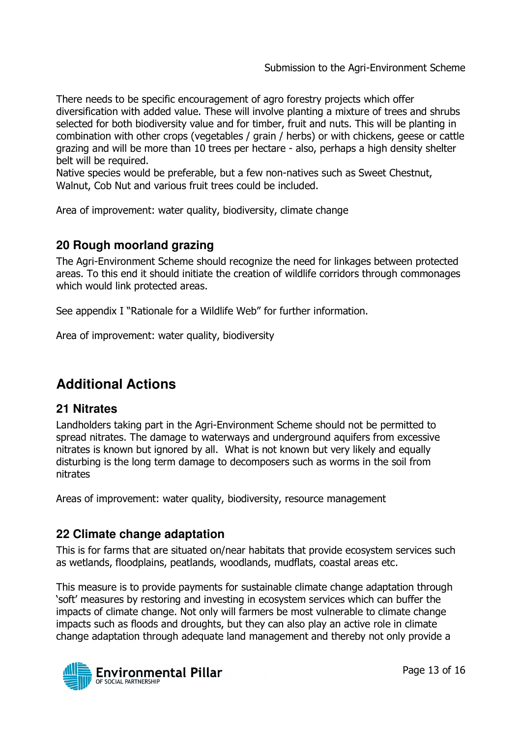There needs to be specific encouragement of agro forestry projects which offer diversification with added value. These will involve planting a mixture of trees and shrubs selected for both biodiversity value and for timber, fruit and nuts. This will be planting in combination with other crops (vegetables / grain / herbs) or with chickens, geese or cattle grazing and will be more than 10 trees per hectare - also, perhaps a high density shelter belt will be required.
Native species would be preferable, but a few non-natives such as Sweet Chestnut, Walnut, Cob Nut and various fruit trees could be included.

Area of improvement: water quality, biodiversity, climate change

### 20 Rough moorland grazing

The Agri-Environment Scheme should recognize the need for linkages between protected areas. To this end it should initiate the creation of wildlife corridors through commonages which would link protected areas.

See appendix I "Rationale for a Wildlife Web" for further information.

Area of improvement: water quality, biodiversity

## Additional Actions

### 21 Nitrates

Landholders taking part in the Agri-Environment Scheme should not be permitted to spread nitrates. The damage to waterways and underground aquifers from excessive nitrates is known but ignored by all. What is not known but very likely and equally disturbing is the long term damage to decomposers such as worms in the soil from nitrates

Areas of improvement: water quality, biodiversity, resource management

### 22 Climate change adaptation

This is for farms that are situated on/near habitats that provide ecosystem services such as wetlands, floodplains, peatlands, woodlands, mudflats, coastal areas etc.

This measure is to provide payments for sustainable climate change adaptation through 'soft' measures by restoring and investing in ecosystem services which can buffer the impacts of climate change. Not only will farmers be most vulnerable to climate change impacts such as floods and droughts, but they can also play an active role in climate change adaptation through adequate land management and thereby not only provide a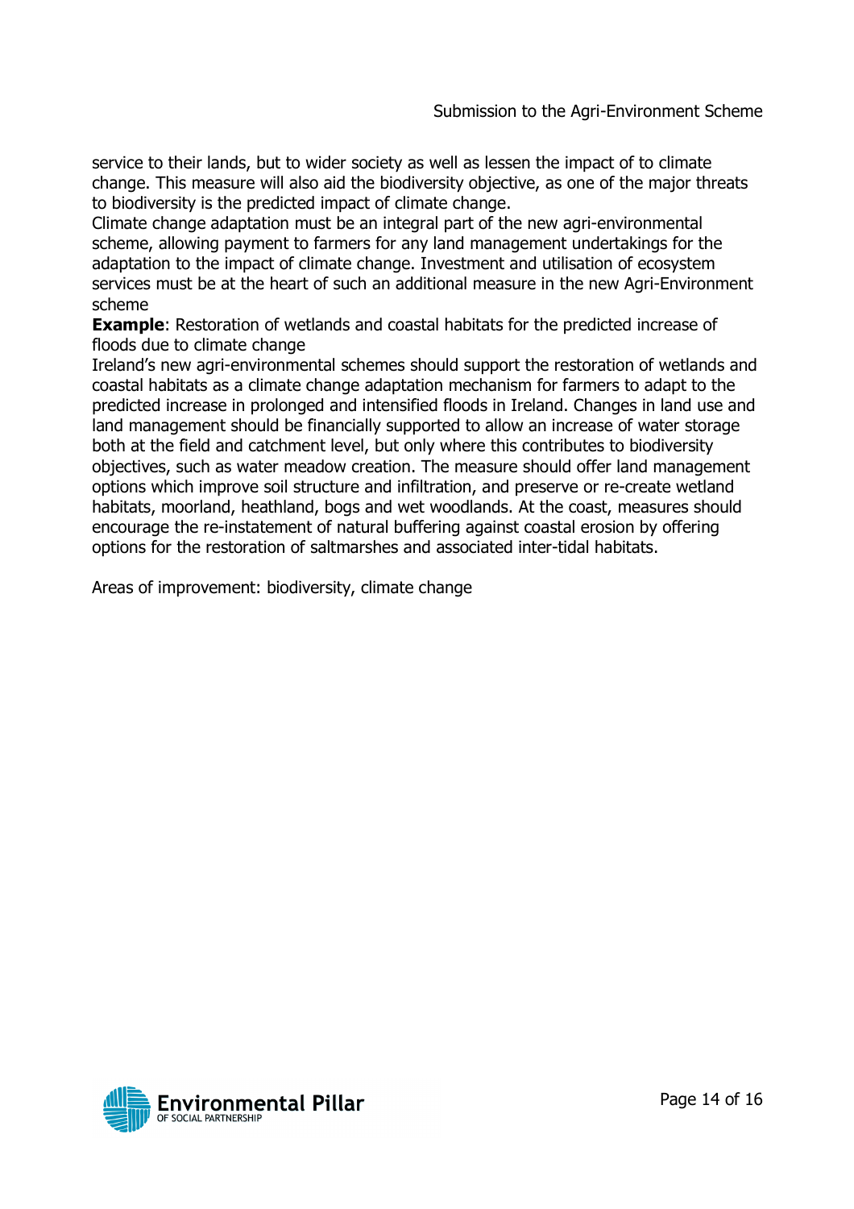service to their lands, but to wider society as well as lessen the impact of to climate change. This measure will also aid the biodiversity objective, as one of the major threats to biodiversity is the predicted impact of climate change.

Climate change adaptation must be an integral part of the new agri-environmental scheme, allowing payment to farmers for any land management undertakings for the adaptation to the impact of climate change. Investment and utilisation of ecosystem services must be at the heart of such an additional measure in the new Agri-Environment scheme

**Example**: Restoration of wetlands and coastal habitats for the predicted increase of floods due to climate change

Ireland's new agri-environmental schemes should support the restoration of wetlands and coastal habitats as a climate change adaptation mechanism for farmers to adapt to the predicted increase in prolonged and intensified floods in Ireland. Changes in land use and land management should be financially supported to allow an increase of water storage both at the field and catchment level, but only where this contributes to biodiversity objectives, such as water meadow creation. The measure should offer land management options which improve soil structure and infiltration, and preserve or re-create wetland habitats, moorland, heathland, bogs and wet woodlands. At the coast, measures should encourage the re-instatement of natural buffering against coastal erosion by offering options for the restoration of saltmarshes and associated inter-tidal habitats.

Areas of improvement: biodiversity, climate change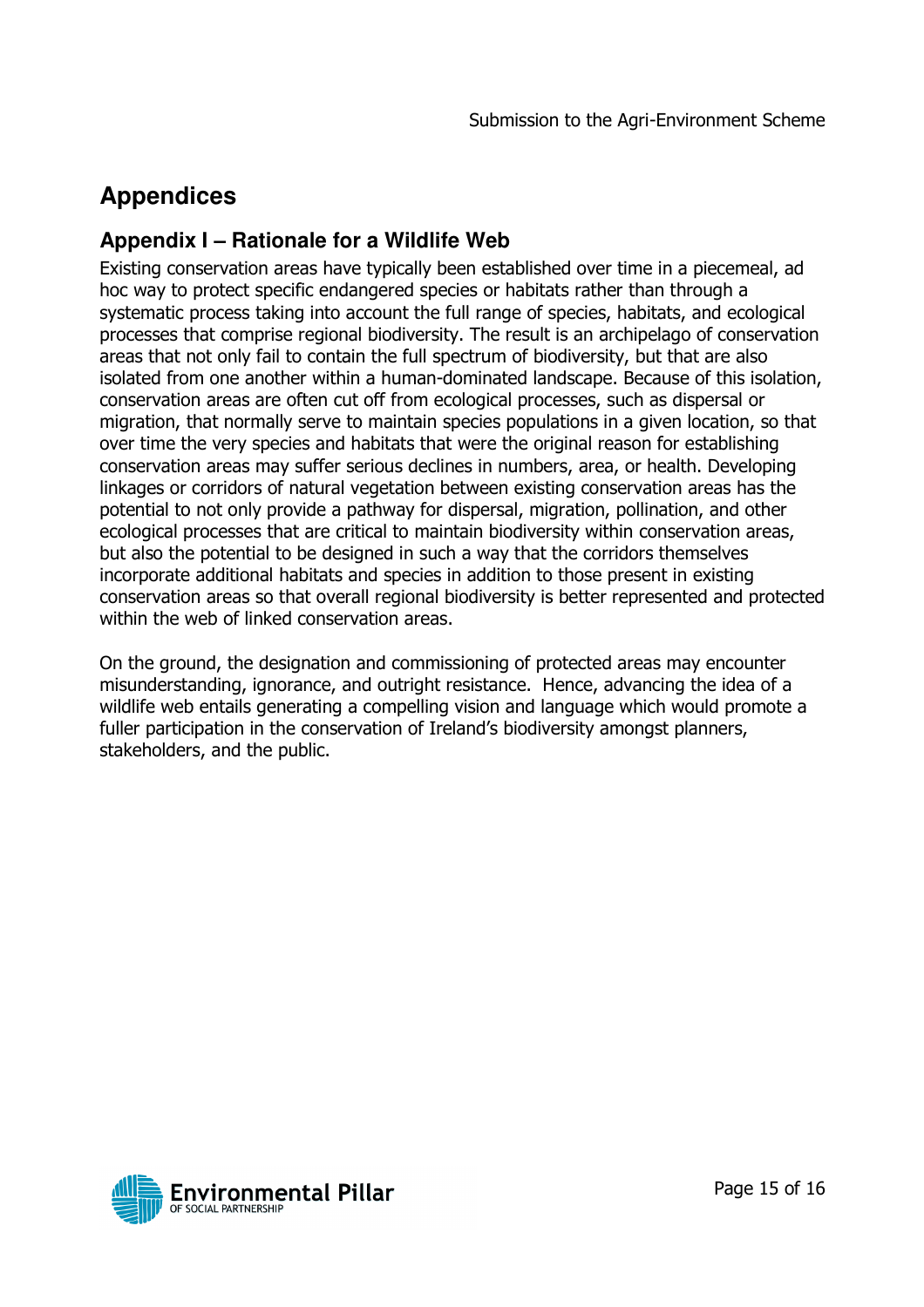# Appendices

## Appendix I – Rationale for a Wildlife Web

Existing conservation areas have typically been established over time in a piecemeal, ad hoc way to protect specific endangered species or habitats rather than through a systematic process taking into account the full range of species, habitats, and ecological processes that comprise regional biodiversity. The result is an archipelago of conservation areas that not only fail to contain the full spectrum of biodiversity, but that are also isolated from one another within a human-dominated landscape. Because of this isolation, conservation areas are often cut off from ecological processes, such as dispersal or migration, that normally serve to maintain species populations in a given location, so that over time the very species and habitats that were the original reason for establishing conservation areas may suffer serious declines in numbers, area, or health. Developing linkages or corridors of natural vegetation between existing conservation areas has the potential to not only provide a pathway for dispersal, migration, pollination, and other ecological processes that are critical to maintain biodiversity within conservation areas, but also the potential to be designed in such a way that the corridors themselves incorporate additional habitats and species in addition to those present in existing conservation areas so that overall regional biodiversity is better represented and protected within the web of linked conservation areas.

On the ground, the designation and commissioning of protected areas may encounter misunderstanding, ignorance, and outright resistance. Hence, advancing the idea of a wildlife web entails generating a compelling vision and language which would promote a fuller participation in the conservation of Ireland's biodiversity amongst planners, stakeholders, and the public.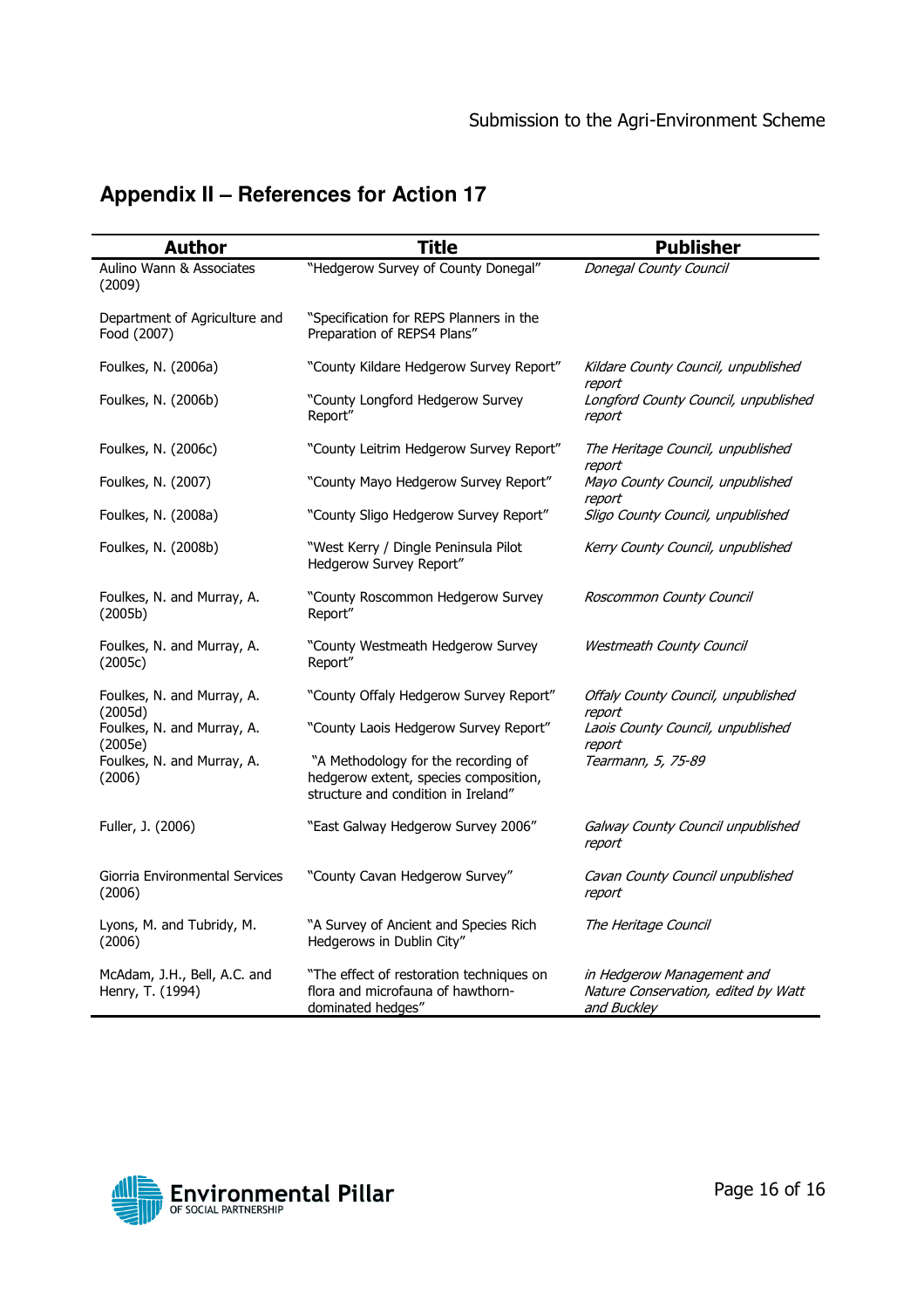## Appendix II – References for Action 17

| Author | Title | Publisher |
|---|---|---|
| Aulino Wann & Associates (2009) | "Hedgerow Survey of County Donegal" | *Donegal County Council* |
| Department of Agriculture and Food (2007) | "Specification for REPS Planners in the Preparation of REPS4 Plans" | |
| Foulkes, N. (2006a) | "County Kildare Hedgerow Survey Report" | *Kildare County Council, unpublished report* |
| Foulkes, N. (2006b) | "County Longford Hedgerow Survey Report" | *Longford County Council, unpublished report* |
| Foulkes, N. (2006c) | "County Leitrim Hedgerow Survey Report" | *The Heritage Council, unpublished report* |
| Foulkes, N. (2007) | "County Mayo Hedgerow Survey Report" | *Mayo County Council, unpublished report* |
| Foulkes, N. (2008a) | "County Sligo Hedgerow Survey Report" | *Sligo County Council, unpublished* |
| Foulkes, N. (2008b) | "West Kerry / Dingle Peninsula Pilot Hedgerow Survey Report" | *Kerry County Council, unpublished* |
| Foulkes, N. and Murray, A. (2005b) | "County Roscommon Hedgerow Survey Report" | *Roscommon County Council* |
| Foulkes, N. and Murray, A. (2005c) | "County Westmeath Hedgerow Survey Report" | *Westmeath County Council* |
| Foulkes, N. and Murray, A. (2005d) | "County Offaly Hedgerow Survey Report" | *Offaly County Council, unpublished report* |
| Foulkes, N. and Murray, A. (2005e) | "County Laois Hedgerow Survey Report" | *Laois County Council, unpublished report* |
| Foulkes, N. and Murray, A. (2006) | "A Methodology for the recording of hedgerow extent, species composition, structure and condition in Ireland" | *Tearmann, 5, 75-89* |
| Fuller, J. (2006) | "East Galway Hedgerow Survey 2006" | *Galway County Council unpublished report* |
| Giorria Environmental Services (2006) | "County Cavan Hedgerow Survey" | *Cavan County Council unpublished report* |
| Lyons, M. and Tubridy, M. (2006) | "A Survey of Ancient and Species Rich Hedgerows in Dublin City" | *The Heritage Council* |
| McAdam, J.H., Bell, A.C. and Henry, T. (1994) | "The effect of restoration techniques on flora and microfauna of hawthorn-dominated hedges" | *in Hedgerow Management and Nature Conservation, edited by Watt and Buckley* |